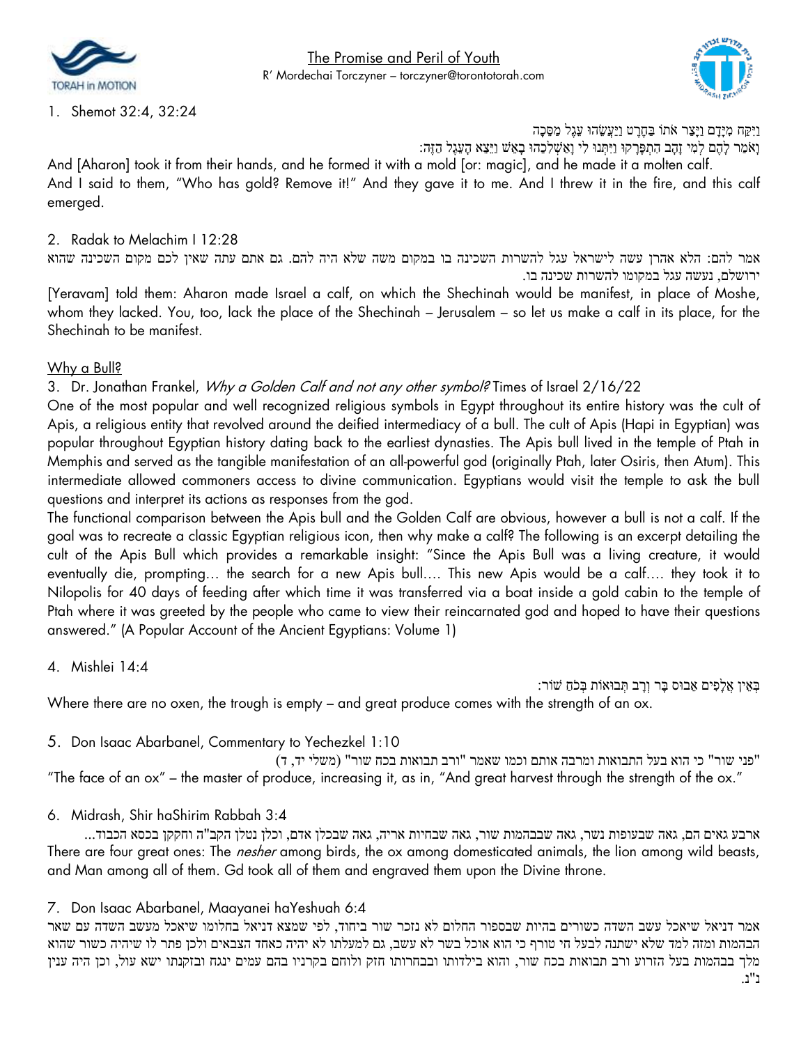# The Promise and Peril of Youth

R' Mordechai Torczyner – torczyner@torontotorah.com

1. Shemot 32:4, 32:24

וַיִּקַּח מִיָּדָם וַיָּצַר אֹתוֹ בַּחֶרֶט וַיַּעֲשֵׂהוּ עֵגֶל מַסֵּכָה

וָאֹמַר לָהֶם לְמִי זָהָב הִתְפָּרָקוּ וַיִּתְּנוּ לִי וָאַשְׁלִכֵהוּ בָאֵשׁ וַיֵּצֵא הָעֵגֶל הַזֶּה:

And [Aharon] took it from their hands, and he formed it with a mold [or: magic], and he made it a molten calf. And I said to them, "Who has gold? Remove it!" And they gave it to me. And I threw it in the fire, and this calf emerged.

2. Radak to Melachim I 12:28

אמר להם: הלא אהרן עשה לישראל עגל להשרות השכינה בו במקום משה שלא היה להם. גם אתם עתה שאין לכם מקום השכינה שהוא ירושלם, נעשה עגל במקומו להשרות שכינה בו.

[Yeravam] told them: Aharon made Israel a calf, on which the Shechinah would be manifest, in place of Moshe, whom they lacked. You, too, lack the place of the Shechinah – Jerusalem – so let us make a calf in its place, for the Shechinah to be manifest.

## Why a Bull?

3. Dr. Jonathan Frankel, *Why a Golden Calf and not any other symbol?* Times of Israel 2/16/22

One of the most popular and well recognized religious symbols in Egypt throughout its entire history was the cult of Apis, a religious entity that revolved around the deified intermediacy of a bull. The cult of Apis (Hapi in Egyptian) was popular throughout Egyptian history dating back to the earliest dynasties. The Apis bull lived in the temple of Ptah in Memphis and served as the tangible manifestation of an all-powerful god (originally Ptah, later Osiris, then Atum). This intermediate allowed commoners access to divine communication. Egyptians would visit the temple to ask the bull questions and interpret its actions as responses from the god.

The functional comparison between the Apis bull and the Golden Calf are obvious, however a bull is not a calf. If the goal was to recreate a classic Egyptian religious icon, then why make a calf? The following is an excerpt detailing the cult of the Apis Bull which provides a remarkable insight: "Since the Apis Bull was a living creature, it would eventually die, prompting… the search for a new Apis bull…. This new Apis would be a calf…. they took it to Nilopolis for 40 days of feeding after which time it was transferred via a boat inside a gold cabin to the temple of Ptah where it was greeted by the people who came to view their reincarnated god and hoped to have their questions answered." (A Popular Account of the Ancient Egyptians: Volume 1)

4. Mishlei 14:4

בְּאֵין אֲלָפִים אֵבוּס בָּר וְרָב תְּבוּאוֹת בְּכֹחַ שׁוֹר:

Where there are no oxen, the trough is empty – and great produce comes with the strength of an ox.

5. Don Isaac Abarbanel, Commentary to Yechezkel 1:10

"פני שור" כי הוא בעל התבואות ומרבה אותם וכמו שאמר "ורב תבואות בכח שור" (משלי יד, ד)

"The face of an ox" – the master of produce, increasing it, as in, "And great harvest through the strength of the ox."

6. Midrash, Shir haShirim Rabbah 3:4

ארבע גאים הם, גאה שבעופות נשר, גאה שבבהמות שור, גאה שבחיות אריה, גאה שבכלן אדם, וכלן נטלן הקב"ה וחקקן בכסא הכבוד...

There are four great ones: The *nesher* among birds, the ox among domesticated animals, the lion among wild beasts, and Man among all of them. Gd took all of them and engraved them upon the Divine throne.

7. Don Isaac Abarbanel, Maayanei haYeshuah 6:4

אמר דניאל שיאכל עשב השדה כשורים בהיות שבספור החלום לא נזכר שור ביחוד, לפי שמצא דניאל בחלומו שיאכל מעשב השדה עם שאר הבהמות ומזה למד שלא ישתנה לבעל חי טורף כי הוא אוכל בשר לא עשב, גם למעלתו לא יהיה כאחד הצבאים ולכן פתר לו שיהיה כשור שהוא מלך בבהמות בעל הזרוע ורב תבואות בכח שור, והוא בילדותו ובבחרותו חזק ולוחם בקרניו בהם עמים ינגח ובזקנתו ישא עול, וכן היה ענין נ"נ.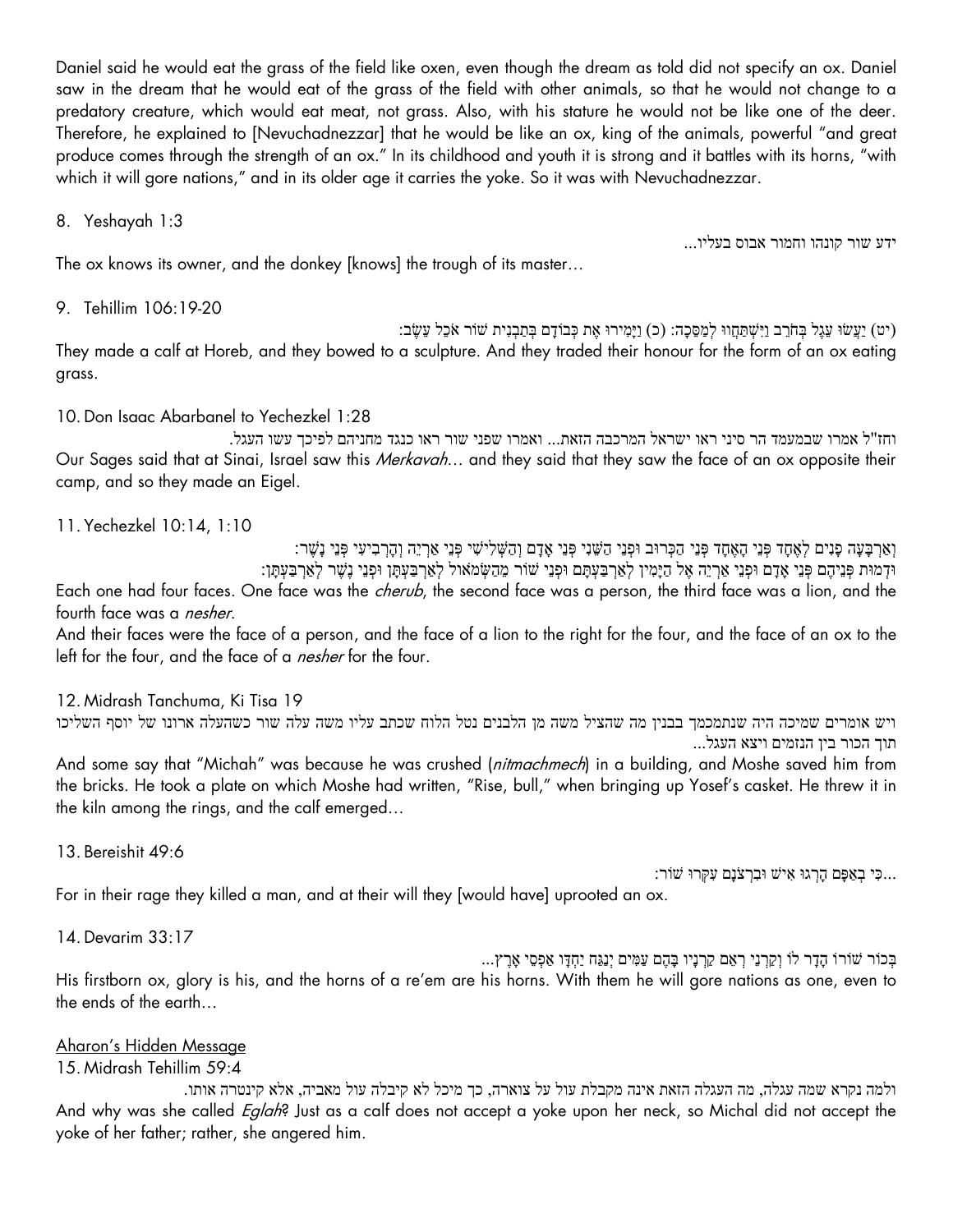Daniel said he would eat the grass of the field like oxen, even though the dream as told did not specify an ox. Daniel saw in the dream that he would eat of the grass of the field with other animals, so that he would not change to a predatory creature, which would eat meat, not grass. Also, with his stature he would not be like one of the deer. Therefore, he explained to [Nevuchadnezzar] that he would be like an ox, king of the animals, powerful "and great produce comes through the strength of an ox." In its childhood and youth it is strong and it battles with its horns, "with which it will gore nations," and in its older age it carries the yoke. So it was with Nevuchadnezzar.

8. Yeshayah 1:3

ידע שור קונהו וחמור אבוס בעליו...

The ox knows its owner, and the donkey [knows] the trough of its master…

9. Tehillim 106:19-20

(יט) יַעֲשׂוּ עֵגֶל בְּחֹרֵב וַיִּשְׁתַּחֲווּ לְמַסֵּכָה: (כ) וַיָּמִירוּ אֶת כְּבוֹדָם בְּתַבְנִית שׁוֹר אֹכֵל עֵשֶׂב:

They made a calf at Horeb, and they bowed to a sculpture. And they traded their honour for the form of an ox eating grass.

10. Don Isaac Abarbanel to Yechezkel 1:28

וחז"ל אמרו שבמעמד הר סיני ראו ישראל המרכבה הזאת... ואמרו שפני שור ראו כנגד מחניהם לפיכך עשו העגל.

Our Sages said that at Sinai, Israel saw this *Merkavah*… and they said that they saw the face of an ox opposite their camp, and so they made an Eigel.

11. Yechezkel 10:14, 1:10

וְאַרְבָּעָה פָנִים לְאֶחָד פְּנֵי הָאֶחָד פְּנֵי הַכְּרוּב וּפְנֵי הַשֵּׁנִי פְּנֵי אָדָם וְהַשְּׁלִישִׁי פְּנֵי אַרְיֵה וְהָרְבִיעִי פְּנֵי נָשֶׁר:
וּדְמוּת פְּנֵיהֶם פְּנֵי אָדָם וּפְנֵי אַרְיֵה אֶל הַיָּמִין לְאַרְבַּעְתָּם וּפְנֵי שׁוֹר מֵהַשְּׂמֹאול לְאַרְבַּעְתָּן וּפְנֵי נֶשֶׁר לְאַרְבַּעְתָּן:

Each one had four faces. One face was the *cherub*, the second face was a person, the third face was a lion, and the fourth face was a *nesher*.

And their faces were the face of a person, and the face of a lion to the right for the four, and the face of an ox to the left for the four, and the face of a *nesher* for the four.

12. Midrash Tanchuma, Ki Tisa 19

ויש אומרים שמיכה היה שנתמכמך בבנין מה שהציל משה מן הלבנים נטל הלוח שכתב עליו משה עלה שור כשהעלה ארונו של יוסף השליכו תוך הכור בין הנזמים ויצא העגל...

And some say that "Michah" was because he was crushed (*nitmachmech*) in a building, and Moshe saved him from the bricks. He took a plate on which Moshe had written, "Rise, bull," when bringing up Yosef's casket. He threw it in the kiln among the rings, and the calf emerged…

13. Bereishit 49:6

...כִּי בְאַפָּם הָרְגוּ אִישׁ וּבִרְצֹנָם עִקְּרוּ שׁוֹר:

For in their rage they killed a man, and at their will they [would have] uprooted an ox.

14. Devarim 33:17

בְּכוֹר שׁוֹרוֹ הָדָר לוֹ וְקַרְנֵי רְאֵם קַרְנָיו בָּהֶם עַמִּים יְנַגַּח יַחְדָּו אַפְסֵי אָרֶץ...

His firstborn ox, glory is his, and the horns of a re'em are his horns. With them he will gore nations as one, even to the ends of the earth…

## Aharon's Hidden Message

15. Midrash Tehillim 59:4

ולמה נקרא שמה עגלה, מה העגלה הזאת אינה מקבלת עול על צוארה, כך מיכל לא קיבלה עול מאביה, אלא קינטרה אותו.

And why was she called *Eglah*? Just as a calf does not accept a yoke upon her neck, so Michal did not accept the yoke of her father; rather, she angered him.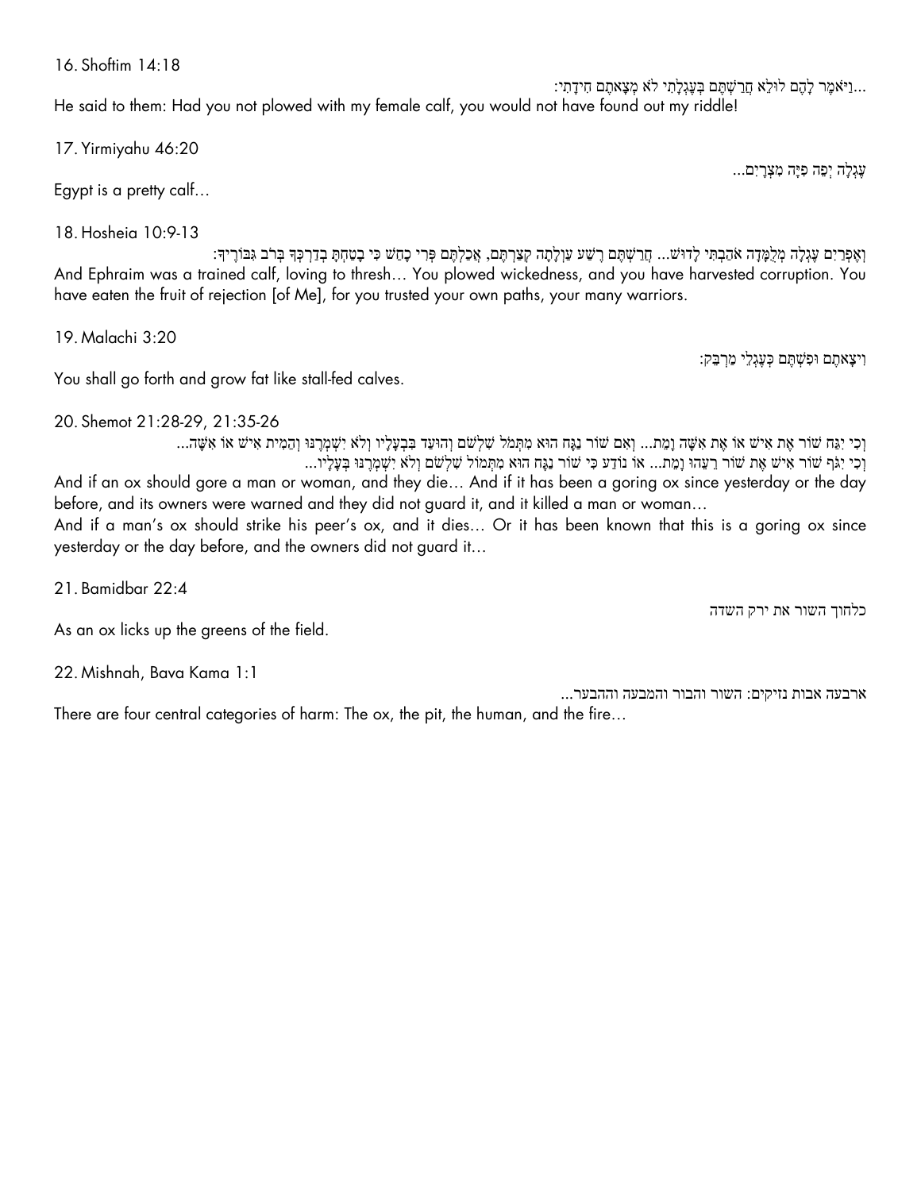16. Shoftim 14:18

...וַיֹּאמֶר לָהֶם לוּלֵא חֲרַשְׁתֶּם בְּעֶגְלָתִי לֹא מְצָאתֶם חִידָתִי:

He said to them: Had you not plowed with my female calf, you would not have found out my riddle!

17. Yirmiyahu 46:20

עֶגְלָה יְפֵה פִיָּה מִצְרָיִם...

Egypt is a pretty calf…

18. Hosheia 10:9-13

וְאֶפְרַיִם עֶגְלָה מְלֻמָּדָה אֹהַבְתִּי לָדוּשׁ... חֲרַשְׁתֶּם רֶשַׁע עַוְלָתָה קְצַרְתֶּם, אֲכַלְתֶּם פְּרִי כָחַשׁ כִּי בָטַחְתָּ בְדַרְכְּךָ בְּרֹב גִּבּוֹרֶיךָ:

And Ephraim was a trained calf, loving to thresh… You plowed wickedness, and you have harvested corruption. You have eaten the fruit of rejection [of Me], for you trusted your own paths, your many warriors.

19. Malachi 3:20

וִיצָאתֶם וּפִשְׁתֶּם כְּעֶגְלֵי מַרְבֵּק:

You shall go forth and grow fat like stall-fed calves.

20. Shemot 21:28-29, 21:35-26

וְכִי יִגַּח שׁוֹר אֶת אִישׁ אוֹ אֶת אִשָּׁה וָמֵת... וְאִם שׁוֹר נַגָּח הוּא מִתְּמֹל שִׁלְשֹׁם וְהוּעַד בִּבְעָלָיו וְלֹא יִשְׁמְרֶנּוּ וְהֵמִית אִישׁ אוֹ אִשָּׁה...
וְכִי יִגֹּף שׁוֹר אִישׁ אֶת שׁוֹר רֵעֵהוּ וָמֵת... אוֹ נוֹדַע כִּי שׁוֹר נַגָּח הוּא מִתְּמוֹל שִׁלְשֹׁם וְלֹא יִשְׁמְרֶנּוּ בְּעָלָיו...

And if an ox should gore a man or woman, and they die… And if it has been a goring ox since yesterday or the day before, and its owners were warned and they did not guard it, and it killed a man or woman…
And if a man's ox should strike his peer's ox, and it dies… Or it has been known that this is a goring ox since yesterday or the day before, and the owners did not guard it…

21. Bamidbar 22:4

כלחוך השור את ירק השדה

As an ox licks up the greens of the field.

22. Mishnah, Bava Kama 1:1

ארבעה אבות נזיקים: השור והבור והמבעה וההבער...

There are four central categories of harm: The ox, the pit, the human, and the fire…